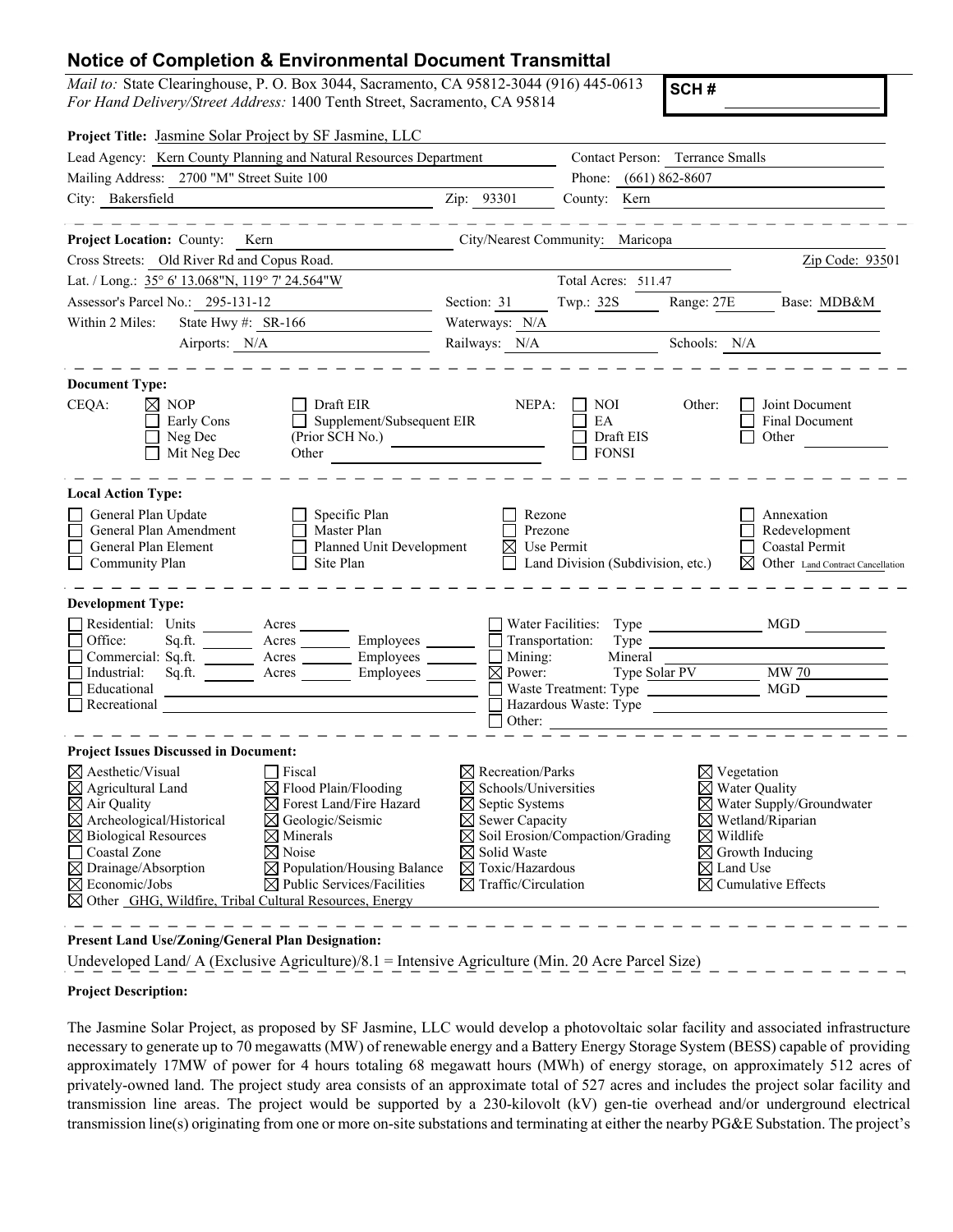## Notice of Completion & Environmental Document Transmittal

*Mail to:* State Clearinghouse, P. O. Box 3044, Sacramento, CA 95812-3044 (916) 445-0613
*For Hand Delivery/Street Address:* 1400 Tenth Street, Sacramento, CA 95814

**SCH #** ________________

**Project Title:** Jasmine Solar Project by SF Jasmine, LLC

Lead Agency: Kern County Planning and Natural Resources Department — Contact Person: Terrance Smalls

Mailing Address: 2700 "M" Street Suite 100 — Phone: (661) 862-8607

City: Bakersfield — Zip: 93301 — County: Kern

---

**Project Location:** County: Kern — City/Nearest Community: Maricopa

Cross Streets: Old River Rd and Copus Road. — Zip Code: 93501

Lat. / Long.: 35° 6' 13.068"N, 119° 7' 24.564"W — Total Acres: 511.47

Assessor's Parcel No.: 295-131-12 — Section: 31 — Twp.: 32S — Range: 27E — Base: MDB&M

Within 2 Miles: State Hwy #: SR-166 — Waterways: N/A

Airports: N/A — Railways: N/A — Schools: N/A

---

**Document Type:**

CEQA:
- ☒ NOP
- ☐ Early Cons
- ☐ Neg Dec
- ☐ Mit Neg Dec
- ☐ Draft EIR
- ☐ Supplement/Subsequent EIR (Prior SCH No.) ________
- Other ________

NEPA:
- ☐ NOI
- ☐ EA
- ☐ Draft EIS
- ☐ FONSI

Other:
- ☐ Joint Document
- ☐ Final Document
- ☐ Other ________

---

**Local Action Type:**

- ☐ General Plan Update
- ☐ General Plan Amendment
- ☐ General Plan Element
- ☐ Community Plan
- ☐ Specific Plan
- ☐ Master Plan
- ☐ Planned Unit Development
- ☐ Site Plan
- ☐ Rezone
- ☐ Prezone
- ☒ Use Permit
- ☐ Land Division (Subdivision, etc.)
- ☐ Annexation
- ☐ Redevelopment
- ☐ Coastal Permit
- ☒ Other Land Contract Cancellation

---

**Development Type:**

- ☐ Residential: Units ____ Acres ____
- ☐ Office: Sq.ft. ____ Acres ____ Employees ____
- ☐ Commercial: Sq.ft. ____ Acres ____ Employees ____
- ☐ Industrial: Sq.ft. ____ Acres ____ Employees ____
- ☐ Educational
- ☐ Recreational
- ☐ Water Facilities: Type ____ MGD ____
- ☐ Transportation: Type ____
- ☐ Mining: Mineral ____
- ☒ Power: Type Solar PV MW 70
- ☐ Waste Treatment: Type ____ MGD ____
- ☐ Hazardous Waste: Type ____
- ☐ Other: ____

---

**Project Issues Discussed in Document:**

- ☒ Aesthetic/Visual
- ☒ Agricultural Land
- ☒ Air Quality
- ☒ Archeological/Historical
- ☒ Biological Resources
- ☐ Coastal Zone
- ☒ Drainage/Absorption
- ☒ Economic/Jobs
- ☐ Fiscal
- ☒ Flood Plain/Flooding
- ☒ Forest Land/Fire Hazard
- ☒ Geologic/Seismic
- ☒ Minerals
- ☒ Noise
- ☒ Population/Housing Balance
- ☒ Public Services/Facilities
- ☒ Recreation/Parks
- ☒ Schools/Universities
- ☒ Septic Systems
- ☒ Sewer Capacity
- ☒ Soil Erosion/Compaction/Grading
- ☒ Solid Waste
- ☒ Toxic/Hazardous
- ☒ Traffic/Circulation
- ☒ Vegetation
- ☒ Water Quality
- ☒ Water Supply/Groundwater
- ☒ Wetland/Riparian
- ☒ Wildlife
- ☒ Growth Inducing
- ☒ Land Use
- ☒ Cumulative Effects
- ☒ Other GHG, Wildfire, Tribal Cultural Resources, Energy

---

**Present Land Use/Zoning/General Plan Designation:**

Undeveloped Land/ A (Exclusive Agriculture)/8.1 = Intensive Agriculture (Min. 20 Acre Parcel Size)

**Project Description:**

The Jasmine Solar Project, as proposed by SF Jasmine, LLC would develop a photovoltaic solar facility and associated infrastructure necessary to generate up to 70 megawatts (MW) of renewable energy and a Battery Energy Storage System (BESS) capable of providing approximately 17MW of power for 4 hours totaling 68 megawatt hours (MWh) of energy storage, on approximately 512 acres of privately-owned land. The project study area consists of an approximate total of 527 acres and includes the project solar facility and transmission line areas. The project would be supported by a 230-kilovolt (kV) gen-tie overhead and/or underground electrical transmission line(s) originating from one or more on-site substations and terminating at either the nearby PG&E Substation. The project's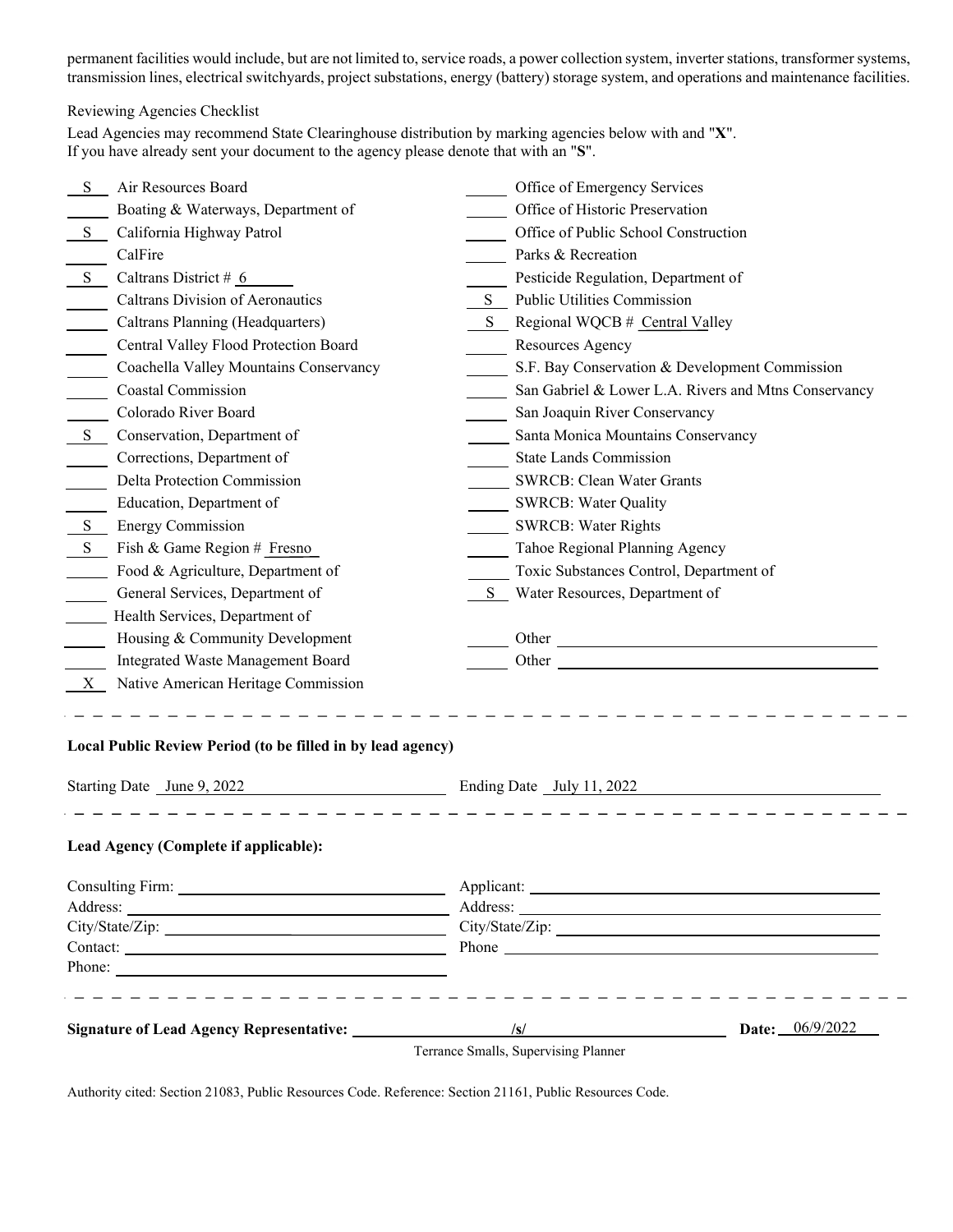permanent facilities would include, but are not limited to, service roads, a power collection system, inverter stations, transformer systems, transmission lines, electrical switchyards, project substations, energy (battery) storage system, and operations and maintenance facilities.

Reviewing Agencies Checklist

Lead Agencies may recommend State Clearinghouse distribution by marking agencies below with and "**X**". If you have already sent your document to the agency please denote that with an "**S**".

| | | | |
|---|---|---|---|
| S | Air Resources Board | | Office of Emergency Services |
| | Boating & Waterways, Department of | | Office of Historic Preservation |
| S | California Highway Patrol | | Office of Public School Construction |
| | CalFire | | Parks & Recreation |
| S | Caltrans District # 6 | | Pesticide Regulation, Department of |
| | Caltrans Division of Aeronautics | S | Public Utilities Commission |
| | Caltrans Planning (Headquarters) | S | Regional WQCB # Central Valley |
| | Central Valley Flood Protection Board | | Resources Agency |
| | Coachella Valley Mountains Conservancy | | S.F. Bay Conservation & Development Commission |
| | Coastal Commission | | San Gabriel & Lower L.A. Rivers and Mtns Conservancy |
| | Colorado River Board | | San Joaquin River Conservancy |
| S | Conservation, Department of | | Santa Monica Mountains Conservancy |
| | Corrections, Department of | | State Lands Commission |
| | Delta Protection Commission | | SWRCB: Clean Water Grants |
| | Education, Department of | | SWRCB: Water Quality |
| S | Energy Commission | | SWRCB: Water Rights |
| S | Fish & Game Region # Fresno | | Tahoe Regional Planning Agency |
| | Food & Agriculture, Department of | | Toxic Substances Control, Department of |
| | General Services, Department of | S | Water Resources, Department of |
| | Health Services, Department of | | |
| | Housing & Community Development | | Other |
| | Integrated Waste Management Board | | Other |
| X | Native American Heritage Commission | | |

**Local Public Review Period (to be filled in by lead agency)**

Starting Date June 9, 2022 Ending Date July 11, 2022

**Lead Agency (Complete if applicable):**

| | |
|---|---|
| Consulting Firm: | Applicant: |
| Address: | Address: |
| City/State/Zip: | City/State/Zip: |
| Contact: | Phone |
| Phone: | |

**Signature of Lead Agency Representative:** /s/ **Date:** 06/9/2022

Terrance Smalls, Supervising Planner

Authority cited: Section 21083, Public Resources Code. Reference: Section 21161, Public Resources Code.